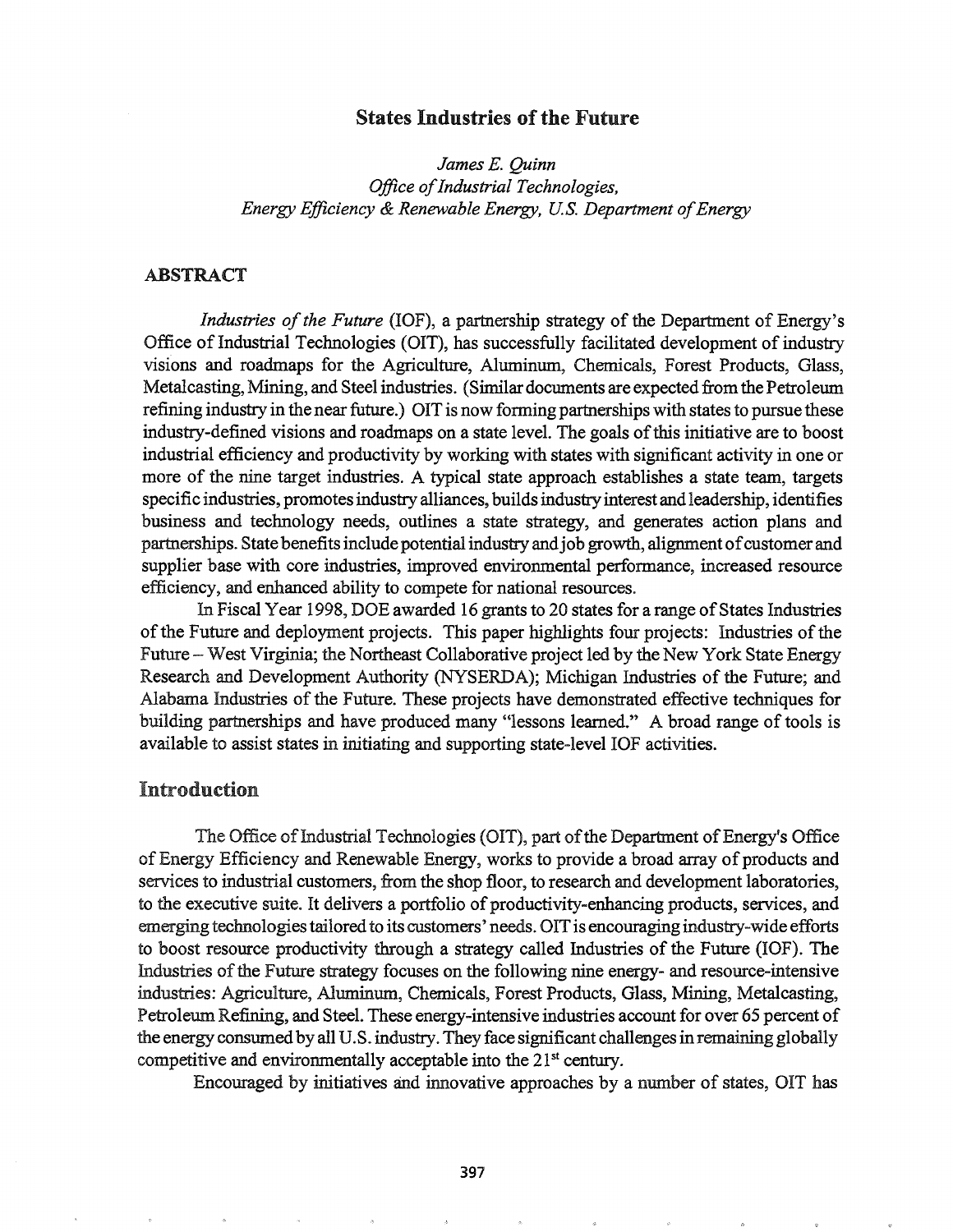# States Industries of the Future

*James E. Quinn*
*Office of Industrial Technologies,*
*Energy Efficiency & Renewable Energy, U.S. Department of Energy*

## ABSTRACT

*Industries of the Future* (IOF), a partnership strategy of the Department of Energy's Office of Industrial Technologies (OIT), has successfully facilitated development of industry visions and roadmaps for the Agriculture, Aluminum, Chemicals, Forest Products, Glass, Metalcasting, Mining, and Steel industries. (Similar documents are expected from the Petroleum refining industry in the near future.) OIT is now forming partnerships with states to pursue these industry-defined visions and roadmaps on a state level. The goals of this initiative are to boost industrial efficiency and productivity by working with states with significant activity in one or more of the nine target industries. A typical state approach establishes a state team, targets specific industries, promotes industry alliances, builds industry interest and leadership, identifies business and technology needs, outlines a state strategy, and generates action plans and partnerships. State benefits include potential industry and job growth, alignment of customer and supplier base with core industries, improved environmental performance, increased resource efficiency, and enhanced ability to compete for national resources.

In Fiscal Year 1998, DOE awarded 16 grants to 20 states for a range of States Industries of the Future and deployment projects. This paper highlights four projects: Industries of the Future – West Virginia; the Northeast Collaborative project led by the New York State Energy Research and Development Authority (NYSERDA); Michigan Industries of the Future; and Alabama Industries of the Future. These projects have demonstrated effective techniques for building partnerships and have produced many "lessons learned." A broad range of tools is available to assist states in initiating and supporting state-level IOF activities.

## Introduction

The Office of Industrial Technologies (OIT), part of the Department of Energy's Office of Energy Efficiency and Renewable Energy, works to provide a broad array of products and services to industrial customers, from the shop floor, to research and development laboratories, to the executive suite. It delivers a portfolio of productivity-enhancing products, services, and emerging technologies tailored to its customers' needs. OIT is encouraging industry-wide efforts to boost resource productivity through a strategy called Industries of the Future (IOF). The Industries of the Future strategy focuses on the following nine energy- and resource-intensive industries: Agriculture, Aluminum, Chemicals, Forest Products, Glass, Mining, Metalcasting, Petroleum Refining, and Steel. These energy-intensive industries account for over 65 percent of the energy consumed by all U.S. industry. They face significant challenges in remaining globally competitive and environmentally acceptable into the 21st century.

Encouraged by initiatives and innovative approaches by a number of states, OIT has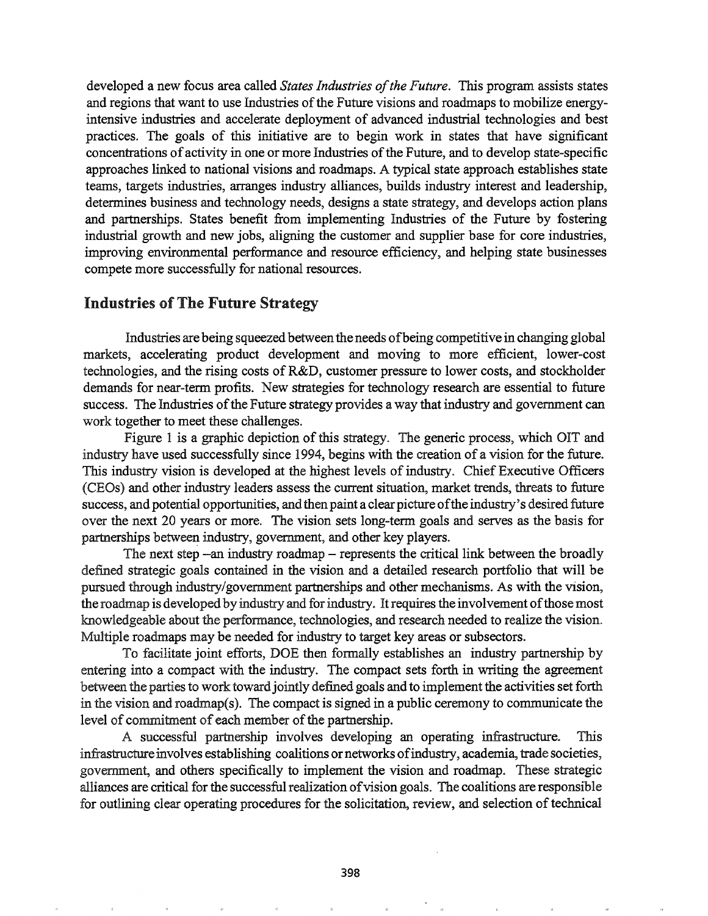developed a new focus area called *States Industries of the Future*. This program assists states and regions that want to use Industries of the Future visions and roadmaps to mobilize energy-intensive industries and accelerate deployment of advanced industrial technologies and best practices. The goals of this initiative are to begin work in states that have significant concentrations of activity in one or more Industries of the Future, and to develop state-specific approaches linked to national visions and roadmaps. A typical state approach establishes state teams, targets industries, arranges industry alliances, builds industry interest and leadership, determines business and technology needs, designs a state strategy, and develops action plans and partnerships. States benefit from implementing Industries of the Future by fostering industrial growth and new jobs, aligning the customer and supplier base for core industries, improving environmental performance and resource efficiency, and helping state businesses compete more successfully for national resources.

## Industries of The Future Strategy

Industries are being squeezed between the needs of being competitive in changing global markets, accelerating product development and moving to more efficient, lower-cost technologies, and the rising costs of R&D, customer pressure to lower costs, and stockholder demands for near-term profits. New strategies for technology research are essential to future success. The Industries of the Future strategy provides a way that industry and government can work together to meet these challenges.

Figure 1 is a graphic depiction of this strategy. The generic process, which OIT and industry have used successfully since 1994, begins with the creation of a vision for the future. This industry vision is developed at the highest levels of industry. Chief Executive Officers (CEOs) and other industry leaders assess the current situation, market trends, threats to future success, and potential opportunities, and then paint a clear picture of the industry's desired future over the next 20 years or more. The vision sets long-term goals and serves as the basis for partnerships between industry, government, and other key players.

The next step –an industry roadmap – represents the critical link between the broadly defined strategic goals contained in the vision and a detailed research portfolio that will be pursued through industry/government partnerships and other mechanisms. As with the vision, the roadmap is developed by industry and for industry. It requires the involvement of those most knowledgeable about the performance, technologies, and research needed to realize the vision. Multiple roadmaps may be needed for industry to target key areas or subsectors.

To facilitate joint efforts, DOE then formally establishes an industry partnership by entering into a compact with the industry. The compact sets forth in writing the agreement between the parties to work toward jointly defined goals and to implement the activities set forth in the vision and roadmap(s). The compact is signed in a public ceremony to communicate the level of commitment of each member of the partnership.

A successful partnership involves developing an operating infrastructure. This infrastructure involves establishing coalitions or networks of industry, academia, trade societies, government, and others specifically to implement the vision and roadmap. These strategic alliances are critical for the successful realization of vision goals. The coalitions are responsible for outlining clear operating procedures for the solicitation, review, and selection of technical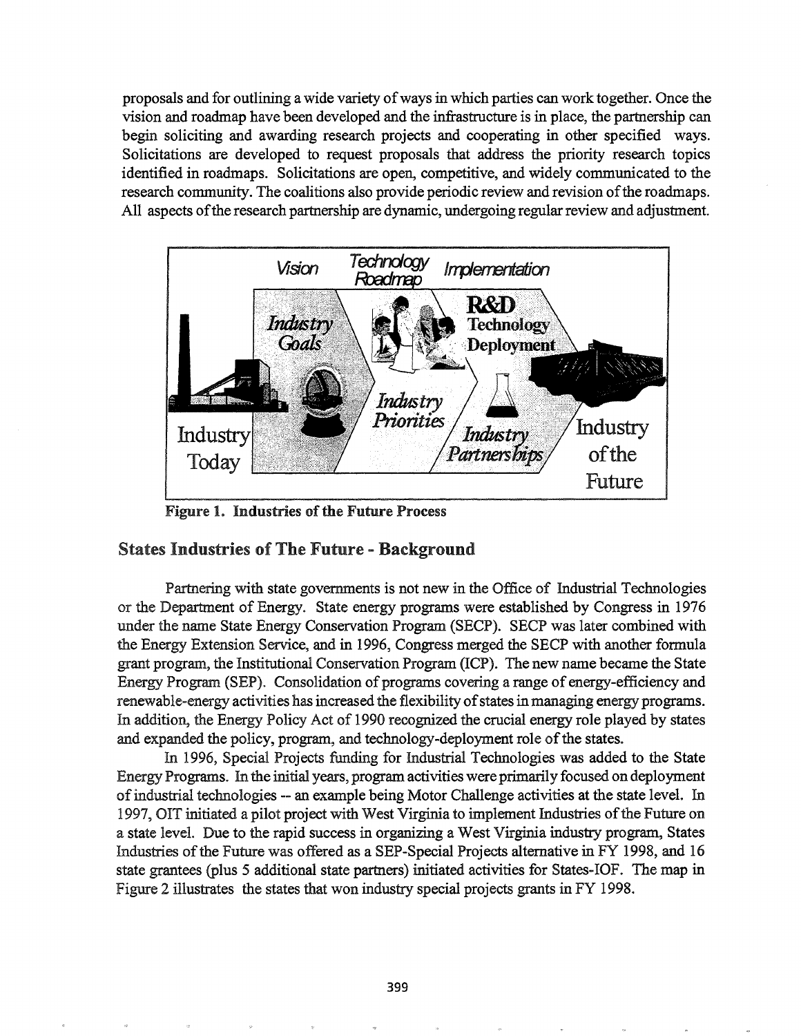proposals and for outlining a wide variety of ways in which parties can work together. Once the vision and roadmap have been developed and the infrastructure is in place, the partnership can begin soliciting and awarding research projects and cooperating in other specified ways. Solicitations are developed to request proposals that address the priority research topics identified in roadmaps. Solicitations are open, competitive, and widely communicated to the research community. The coalitions also provide periodic review and revision of the roadmaps. All aspects of the research partnership are dynamic, undergoing regular review and adjustment.

**Figure 1. Industries of the Future Process**

## States Industries of The Future - Background

Partnering with state governments is not new in the Office of Industrial Technologies or the Department of Energy. State energy programs were established by Congress in 1976 under the name State Energy Conservation Program (SECP). SECP was later combined with the Energy Extension Service, and in 1996, Congress merged the SECP with another formula grant program, the Institutional Conservation Program (ICP). The new name became the State Energy Program (SEP). Consolidation of programs covering a range of energy-efficiency and renewable-energy activities has increased the flexibility of states in managing energy programs. In addition, the Energy Policy Act of 1990 recognized the crucial energy role played by states and expanded the policy, program, and technology-deployment role of the states.

In 1996, Special Projects funding for Industrial Technologies was added to the State Energy Programs. In the initial years, program activities were primarily focused on deployment of industrial technologies -- an example being Motor Challenge activities at the state level. In 1997, OIT initiated a pilot project with West Virginia to implement Industries of the Future on a state level. Due to the rapid success in organizing a West Virginia industry program, States Industries of the Future was offered as a SEP-Special Projects alternative in FY 1998, and 16 state grantees (plus 5 additional state partners) initiated activities for States-IOF. The map in Figure 2 illustrates the states that won industry special projects grants in FY 1998.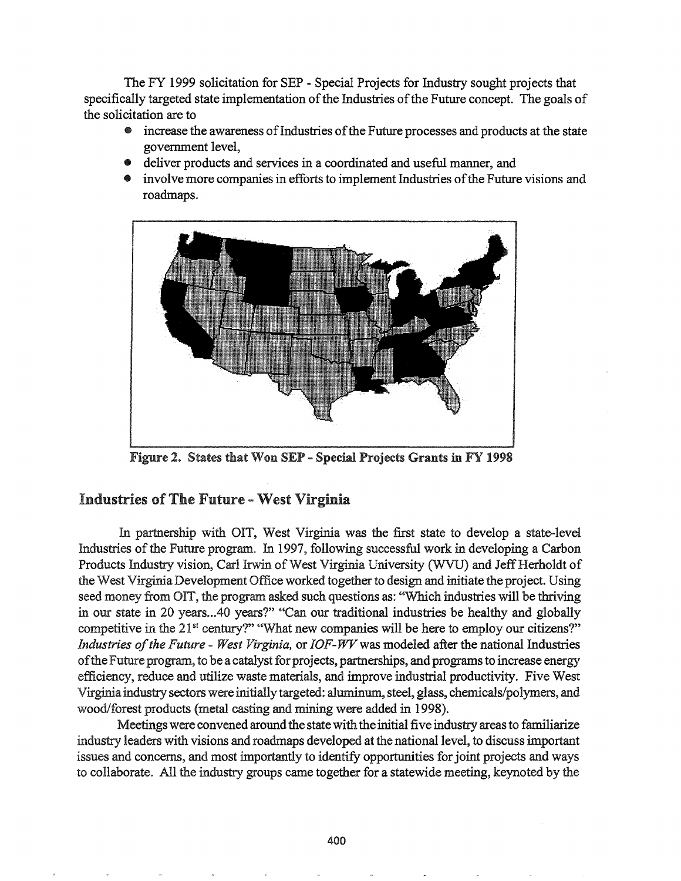The FY 1999 solicitation for SEP - Special Projects for Industry sought projects that specifically targeted state implementation of the Industries of the Future concept. The goals of the solicitation are to

- increase the awareness of Industries of the Future processes and products at the state government level,
- deliver products and services in a coordinated and useful manner, and
- involve more companies in efforts to implement Industries of the Future visions and roadmaps.

**Figure 2. States that Won SEP - Special Projects Grants in FY 1998**

## Industries of The Future - West Virginia

In partnership with OIT, West Virginia was the first state to develop a state-level Industries of the Future program. In 1997, following successful work in developing a Carbon Products Industry vision, Carl Irwin of West Virginia University (WVU) and Jeff Herholdt of the West Virginia Development Office worked together to design and initiate the project. Using seed money from OIT, the program asked such questions as: "Which industries will be thriving in our state in 20 years...40 years?" "Can our traditional industries be healthy and globally competitive in the 21st century?" "What new companies will be here to employ our citizens?" *Industries of the Future - West Virginia,* or *IOF-WV* was modeled after the national Industries of the Future program, to be a catalyst for projects, partnerships, and programs to increase energy efficiency, reduce and utilize waste materials, and improve industrial productivity. Five West Virginia industry sectors were initially targeted: aluminum, steel, glass, chemicals/polymers, and wood/forest products (metal casting and mining were added in 1998).

Meetings were convened around the state with the initial five industry areas to familiarize industry leaders with visions and roadmaps developed at the national level, to discuss important issues and concerns, and most importantly to identify opportunities for joint projects and ways to collaborate. All the industry groups came together for a statewide meeting, keynoted by the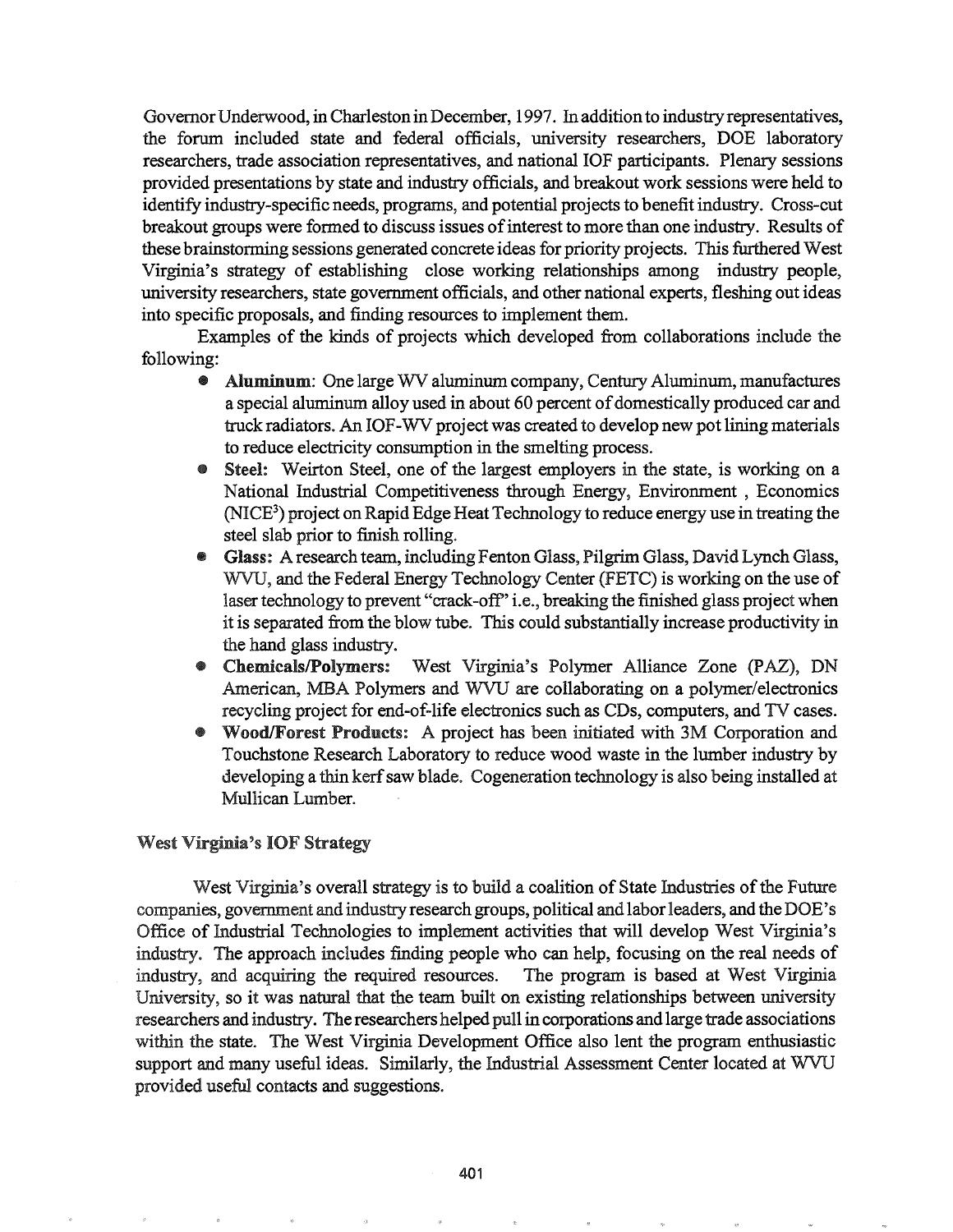Governor Underwood, in Charleston in December, 1997. In addition to industry representatives, the forum included state and federal officials, university researchers, DOE laboratory researchers, trade association representatives, and national IOF participants. Plenary sessions provided presentations by state and industry officials, and breakout work sessions were held to identify industry-specific needs, programs, and potential projects to benefit industry. Cross-cut breakout groups were formed to discuss issues of interest to more than one industry. Results of these brainstorming sessions generated concrete ideas for priority projects. This furthered West Virginia's strategy of establishing close working relationships among industry people, university researchers, state government officials, and other national experts, fleshing out ideas into specific proposals, and finding resources to implement them.

Examples of the kinds of projects which developed from collaborations include the following:

- **Aluminum**: One large WV aluminum company, Century Aluminum, manufactures a special aluminum alloy used in about 60 percent of domestically produced car and truck radiators. An IOF-WV project was created to develop new pot lining materials to reduce electricity consumption in the smelting process.
- **Steel:** Weirton Steel, one of the largest employers in the state, is working on a National Industrial Competitiveness through Energy, Environment , Economics ($NICE^3$) project on Rapid Edge Heat Technology to reduce energy use in treating the steel slab prior to finish rolling.
- **Glass:** A research team, including Fenton Glass, Pilgrim Glass, David Lynch Glass, WVU, and the Federal Energy Technology Center (FETC) is working on the use of laser technology to prevent "crack-off" i.e., breaking the finished glass project when it is separated from the blow tube. This could substantially increase productivity in the hand glass industry.
- **Chemicals/Polymers:** West Virginia's Polymer Alliance Zone (PAZ), DN American, MBA Polymers and WVU are collaborating on a polymer/electronics recycling project for end-of-life electronics such as CDs, computers, and TV cases.
- **Wood/Forest Products:** A project has been initiated with 3M Corporation and Touchstone Research Laboratory to reduce wood waste in the lumber industry by developing a thin kerf saw blade. Cogeneration technology is also being installed at Mullican Lumber.

### West Virginia's IOF Strategy

West Virginia's overall strategy is to build a coalition of State Industries of the Future companies, government and industry research groups, political and labor leaders, and the DOE's Office of Industrial Technologies to implement activities that will develop West Virginia's industry. The approach includes finding people who can help, focusing on the real needs of industry, and acquiring the required resources. The program is based at West Virginia University, so it was natural that the team built on existing relationships between university researchers and industry. The researchers helped pull in corporations and large trade associations within the state. The West Virginia Development Office also lent the program enthusiastic support and many useful ideas. Similarly, the Industrial Assessment Center located at WVU provided useful contacts and suggestions.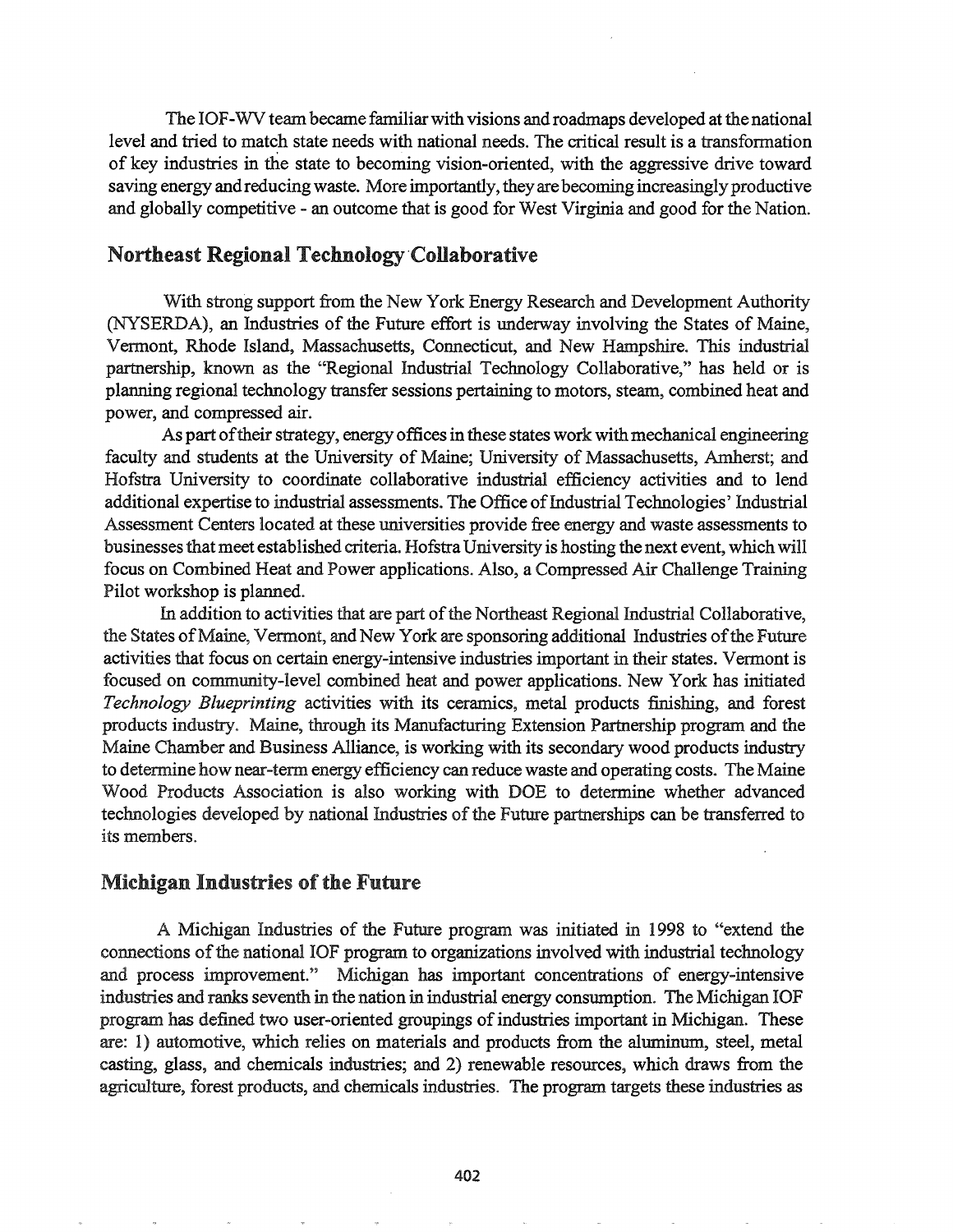The IOF-WV team became familiar with visions and roadmaps developed at the national level and tried to match state needs with national needs. The critical result is a transformation of key industries in the state to becoming vision-oriented, with the aggressive drive toward saving energy and reducing waste. More importantly, they are becoming increasingly productive and globally competitive - an outcome that is good for West Virginia and good for the Nation.

## Northeast Regional Technology Collaborative

With strong support from the New York Energy Research and Development Authority (NYSERDA), an Industries of the Future effort is underway involving the States of Maine, Vermont, Rhode Island, Massachusetts, Connecticut, and New Hampshire. This industrial partnership, known as the "Regional Industrial Technology Collaborative," has held or is planning regional technology transfer sessions pertaining to motors, steam, combined heat and power, and compressed air.

As part of their strategy, energy offices in these states work with mechanical engineering faculty and students at the University of Maine; University of Massachusetts, Amherst; and Hofstra University to coordinate collaborative industrial efficiency activities and to lend additional expertise to industrial assessments. The Office of Industrial Technologies' Industrial Assessment Centers located at these universities provide free energy and waste assessments to businesses that meet established criteria. Hofstra University is hosting the next event, which will focus on Combined Heat and Power applications. Also, a Compressed Air Challenge Training Pilot workshop is planned.

In addition to activities that are part of the Northeast Regional Industrial Collaborative, the States of Maine, Vermont, and New York are sponsoring additional Industries of the Future activities that focus on certain energy-intensive industries important in their states. Vermont is focused on community-level combined heat and power applications. New York has initiated *Technology Blueprinting* activities with its ceramics, metal products finishing, and forest products industry. Maine, through its Manufacturing Extension Partnership program and the Maine Chamber and Business Alliance, is working with its secondary wood products industry to determine how near-term energy efficiency can reduce waste and operating costs. The Maine Wood Products Association is also working with DOE to determine whether advanced technologies developed by national Industries of the Future partnerships can be transferred to its members.

## Michigan Industries of the Future

A Michigan Industries of the Future program was initiated in 1998 to "extend the connections of the national IOF program to organizations involved with industrial technology and process improvement." Michigan has important concentrations of energy-intensive industries and ranks seventh in the nation in industrial energy consumption. The Michigan IOF program has defined two user-oriented groupings of industries important in Michigan. These are: 1) automotive, which relies on materials and products from the aluminum, steel, metal casting, glass, and chemicals industries; and 2) renewable resources, which draws from the agriculture, forest products, and chemicals industries. The program targets these industries as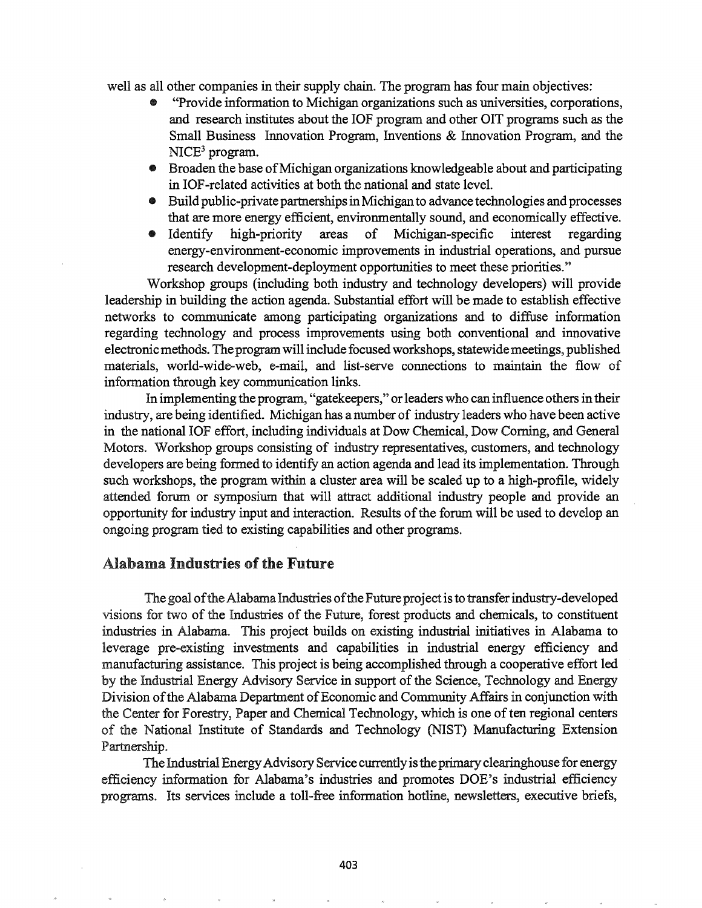well as all other companies in their supply chain. The program has four main objectives:

- "Provide information to Michigan organizations such as universities, corporations, and research institutes about the IOF program and other OIT programs such as the Small Business Innovation Program, Inventions & Innovation Program, and the NICE$^3$ program.
- Broaden the base of Michigan organizations knowledgeable about and participating in IOF-related activities at both the national and state level.
- Build public-private partnerships in Michigan to advance technologies and processes that are more energy efficient, environmentally sound, and economically effective.
- Identify high-priority areas of Michigan-specific interest regarding energy-environment-economic improvements in industrial operations, and pursue research development-deployment opportunities to meet these priorities."

Workshop groups (including both industry and technology developers) will provide leadership in building the action agenda. Substantial effort will be made to establish effective networks to communicate among participating organizations and to diffuse information regarding technology and process improvements using both conventional and innovative electronic methods. The program will include focused workshops, statewide meetings, published materials, world-wide-web, e-mail, and list-serve connections to maintain the flow of information through key communication links.

In implementing the program, "gatekeepers," or leaders who can influence others in their industry, are being identified. Michigan has a number of industry leaders who have been active in the national IOF effort, including individuals at Dow Chemical, Dow Corning, and General Motors. Workshop groups consisting of industry representatives, customers, and technology developers are being formed to identify an action agenda and lead its implementation. Through such workshops, the program within a cluster area will be scaled up to a high-profile, widely attended forum or symposium that will attract additional industry people and provide an opportunity for industry input and interaction. Results of the forum will be used to develop an ongoing program tied to existing capabilities and other programs.

## Alabama Industries of the Future

The goal of the Alabama Industries of the Future project is to transfer industry-developed visions for two of the Industries of the Future, forest products and chemicals, to constituent industries in Alabama. This project builds on existing industrial initiatives in Alabama to leverage pre-existing investments and capabilities in industrial energy efficiency and manufacturing assistance. This project is being accomplished through a cooperative effort led by the Industrial Energy Advisory Service in support of the Science, Technology and Energy Division of the Alabama Department of Economic and Community Affairs in conjunction with the Center for Forestry, Paper and Chemical Technology, which is one of ten regional centers of the National Institute of Standards and Technology (NIST) Manufacturing Extension Partnership.

The Industrial Energy Advisory Service currently is the primary clearinghouse for energy efficiency information for Alabama's industries and promotes DOE's industrial efficiency programs. Its services include a toll-free information hotline, newsletters, executive briefs,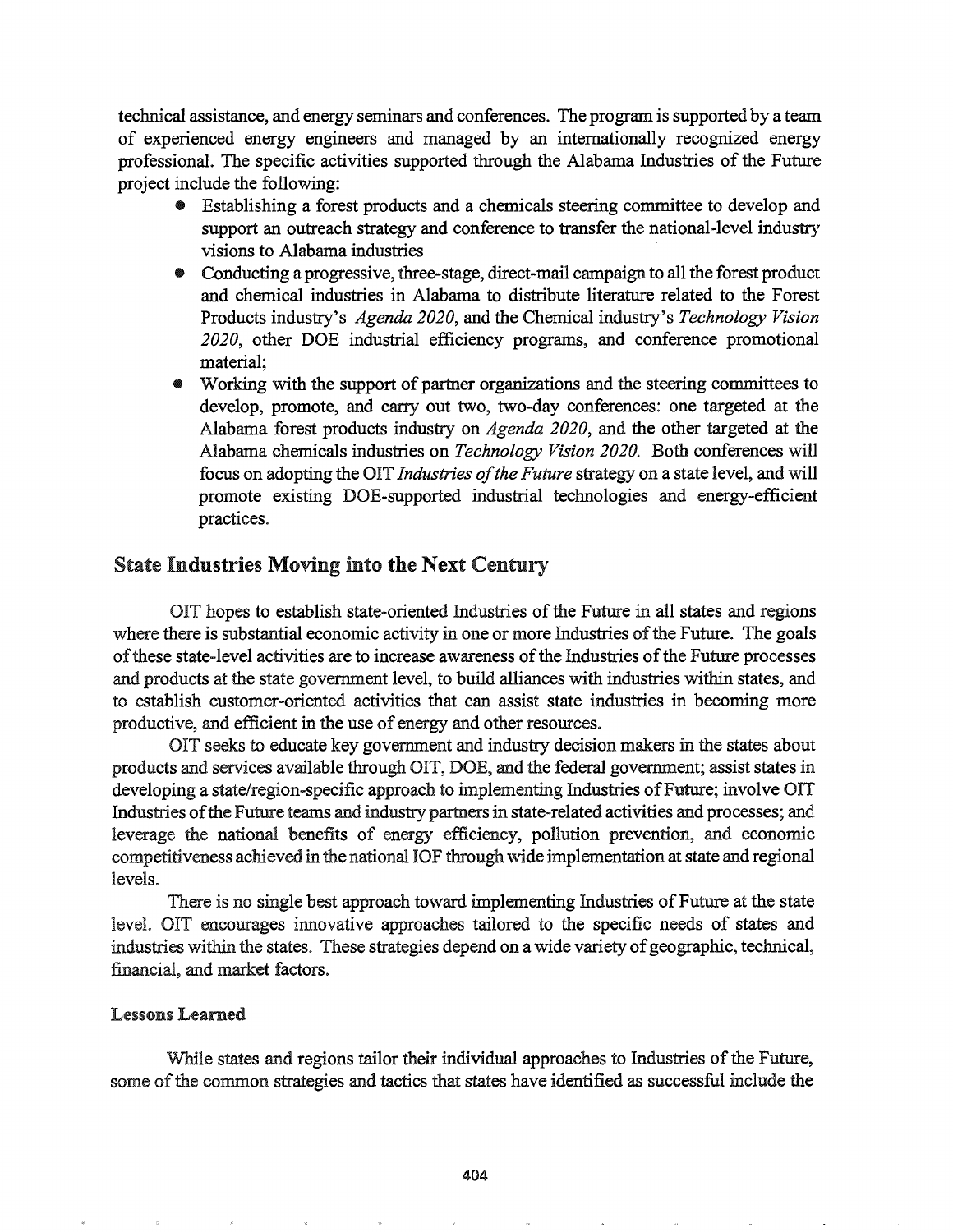technical assistance, and energy seminars and conferences. The program is supported by a team of experienced energy engineers and managed by an internationally recognized energy professional. The specific activities supported through the Alabama Industries of the Future project include the following:

- Establishing a forest products and a chemicals steering committee to develop and support an outreach strategy and conference to transfer the national-level industry visions to Alabama industries
- Conducting a progressive, three-stage, direct-mail campaign to all the forest product and chemical industries in Alabama to distribute literature related to the Forest Products industry's *Agenda 2020*, and the Chemical industry's *Technology Vision 2020*, other DOE industrial efficiency programs, and conference promotional material;
- Working with the support of partner organizations and the steering committees to develop, promote, and carry out two, two-day conferences: one targeted at the Alabama forest products industry on *Agenda 2020*, and the other targeted at the Alabama chemicals industries on *Technology Vision 2020*. Both conferences will focus on adopting the OIT *Industries of the Future* strategy on a state level, and will promote existing DOE-supported industrial technologies and energy-efficient practices.

## State Industries Moving into the Next Century

OIT hopes to establish state-oriented Industries of the Future in all states and regions where there is substantial economic activity in one or more Industries of the Future. The goals of these state-level activities are to increase awareness of the Industries of the Future processes and products at the state government level, to build alliances with industries within states, and to establish customer-oriented activities that can assist state industries in becoming more productive, and efficient in the use of energy and other resources.

OIT seeks to educate key government and industry decision makers in the states about products and services available through OIT, DOE, and the federal government; assist states in developing a state/region-specific approach to implementing Industries of Future; involve OIT Industries of the Future teams and industry partners in state-related activities and processes; and leverage the national benefits of energy efficiency, pollution prevention, and economic competitiveness achieved in the national IOF through wide implementation at state and regional levels.

There is no single best approach toward implementing Industries of Future at the state level. OIT encourages innovative approaches tailored to the specific needs of states and industries within the states. These strategies depend on a wide variety of geographic, technical, financial, and market factors.

### Lessons Learned

While states and regions tailor their individual approaches to Industries of the Future, some of the common strategies and tactics that states have identified as successful include the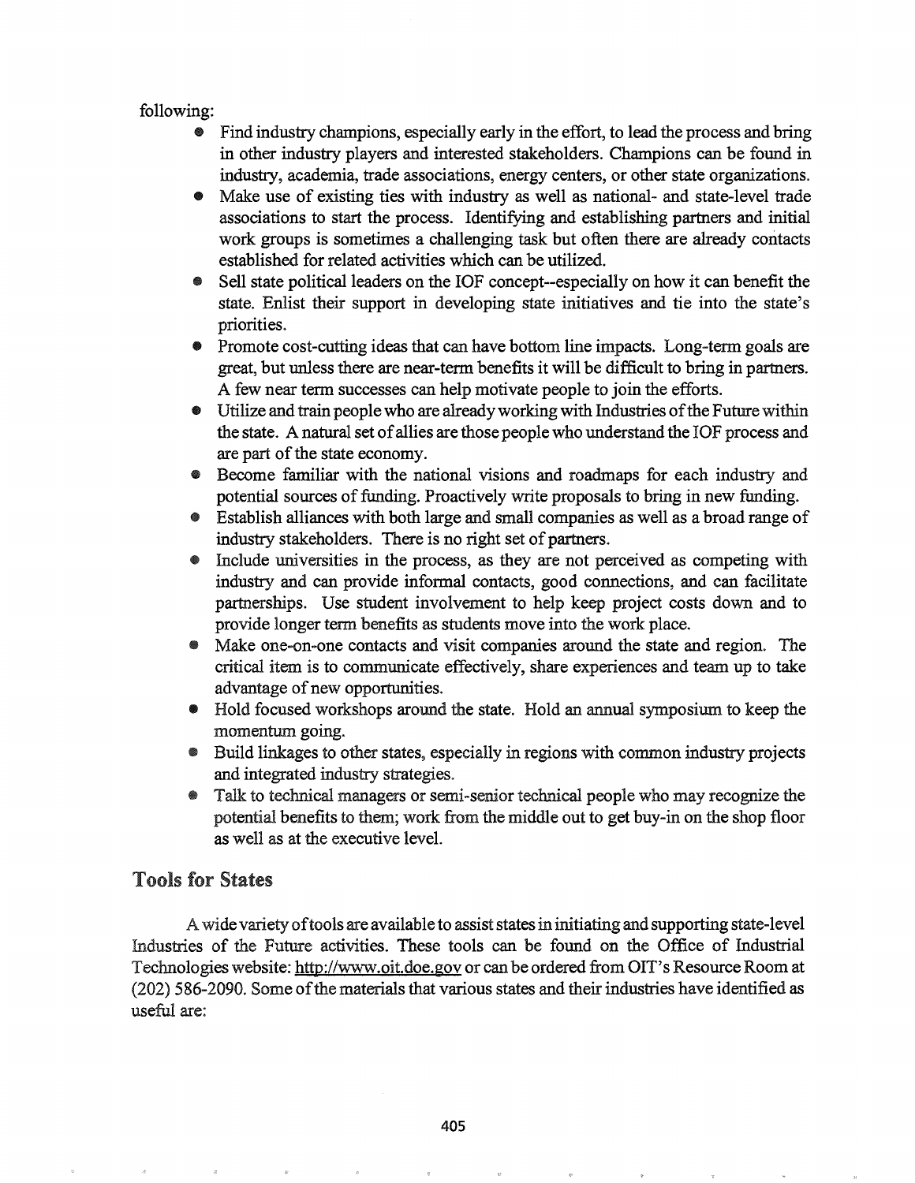following:

- Find industry champions, especially early in the effort, to lead the process and bring in other industry players and interested stakeholders. Champions can be found in industry, academia, trade associations, energy centers, or other state organizations.
- Make use of existing ties with industry as well as national- and state-level trade associations to start the process. Identifying and establishing partners and initial work groups is sometimes a challenging task but often there are already contacts established for related activities which can be utilized.
- Sell state political leaders on the IOF concept--especially on how it can benefit the state. Enlist their support in developing state initiatives and tie into the state's priorities.
- Promote cost-cutting ideas that can have bottom line impacts. Long-term goals are great, but unless there are near-term benefits it will be difficult to bring in partners. A few near term successes can help motivate people to join the efforts.
- Utilize and train people who are already working with Industries of the Future within the state. A natural set of allies are those people who understand the IOF process and are part of the state economy.
- Become familiar with the national visions and roadmaps for each industry and potential sources of funding. Proactively write proposals to bring in new funding.
- Establish alliances with both large and small companies as well as a broad range of industry stakeholders. There is no right set of partners.
- Include universities in the process, as they are not perceived as competing with industry and can provide informal contacts, good connections, and can facilitate partnerships. Use student involvement to help keep project costs down and to provide longer term benefits as students move into the work place.
- Make one-on-one contacts and visit companies around the state and region. The critical item is to communicate effectively, share experiences and team up to take advantage of new opportunities.
- Hold focused workshops around the state. Hold an annual symposium to keep the momentum going.
- Build linkages to other states, especially in regions with common industry projects and integrated industry strategies.
- Talk to technical managers or semi-senior technical people who may recognize the potential benefits to them; work from the middle out to get buy-in on the shop floor as well as at the executive level.

## Tools for States

A wide variety of tools are available to assist states in initiating and supporting state-level Industries of the Future activities. These tools can be found on the Office of Industrial Technologies website: http://www.oit.doe.gov or can be ordered from OIT's Resource Room at (202) 586-2090. Some of the materials that various states and their industries have identified as useful are: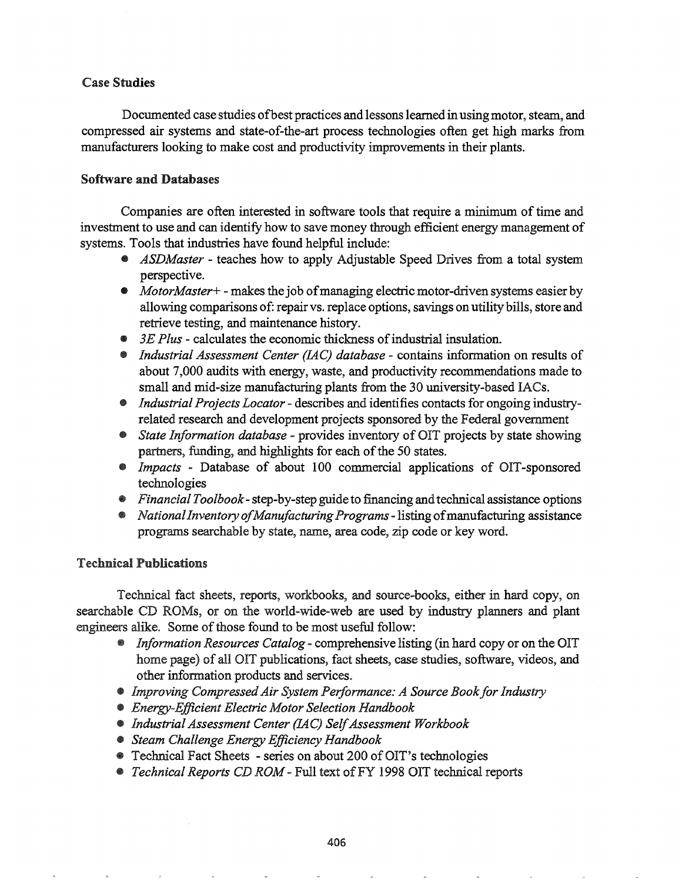### Case Studies

Documented case studies of best practices and lessons learned in using motor, steam, and compressed air systems and state-of-the-art process technologies often get high marks from manufacturers looking to make cost and productivity improvements in their plants.

### Software and Databases

Companies are often interested in software tools that require a minimum of time and investment to use and can identify how to save money through efficient energy management of systems. Tools that industries have found helpful include:

- *ASDMaster* - teaches how to apply Adjustable Speed Drives from a total system perspective.
- *MotorMaster+* - makes the job of managing electric motor-driven systems easier by allowing comparisons of: repair vs. replace options, savings on utility bills, store and retrieve testing, and maintenance history.
- *3E Plus* - calculates the economic thickness of industrial insulation.
- *Industrial Assessment Center (IAC) database* - contains information on results of about 7,000 audits with energy, waste, and productivity recommendations made to small and mid-size manufacturing plants from the 30 university-based IACs.
- *Industrial Projects Locator* - describes and identifies contacts for ongoing industry-related research and development projects sponsored by the Federal government
- *State Information database* - provides inventory of OIT projects by state showing partners, funding, and highlights for each of the 50 states.
- *Impacts* - Database of about 100 commercial applications of OIT-sponsored technologies
- *Financial Toolbook* - step-by-step guide to financing and technical assistance options
- *National Inventory of Manufacturing Programs* - listing of manufacturing assistance programs searchable by state, name, area code, zip code or key word.

### Technical Publications

Technical fact sheets, reports, workbooks, and source-books, either in hard copy, on searchable CD ROMs, or on the world-wide-web are used by industry planners and plant engineers alike. Some of those found to be most useful follow:

- *Information Resources Catalog* - comprehensive listing (in hard copy or on the OIT home page) of all OIT publications, fact sheets, case studies, software, videos, and other information products and services.
- *Improving Compressed Air System Performance: A Source Book for Industry*
- *Energy-Efficient Electric Motor Selection Handbook*
- *Industrial Assessment Center (IAC) Self Assessment Workbook*
- *Steam Challenge Energy Efficiency Handbook*
- Technical Fact Sheets - series on about 200 of OIT's technologies
- *Technical Reports CD ROM* - Full text of FY 1998 OIT technical reports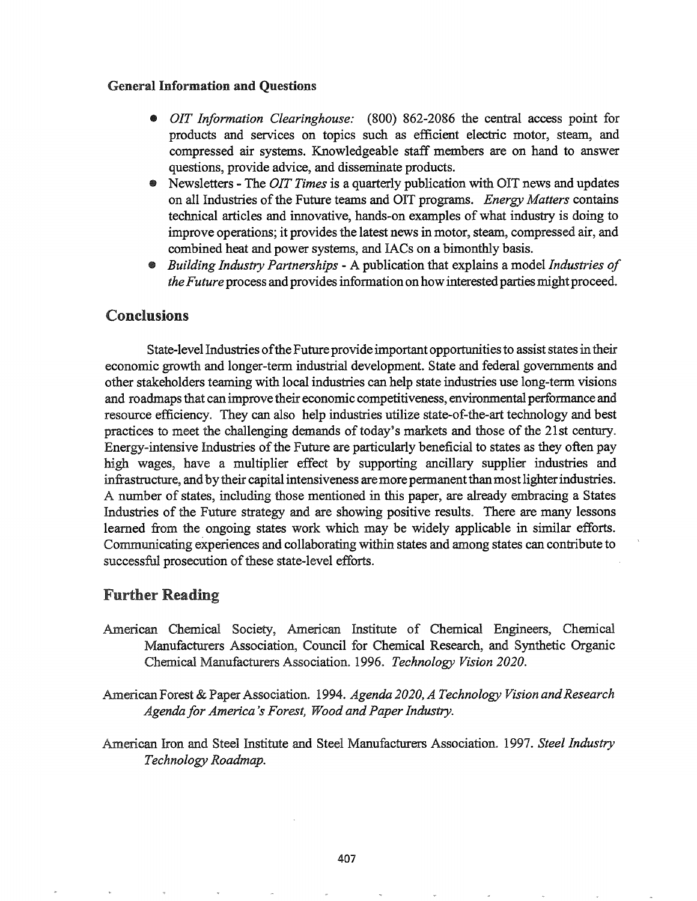**General Information and Questions**

- *OIT Information Clearinghouse:* (800) 862-2086 the central access point for products and services on topics such as efficient electric motor, steam, and compressed air systems. Knowledgeable staff members are on hand to answer questions, provide advice, and disseminate products.
- Newsletters - The *OIT Times* is a quarterly publication with OIT news and updates on all Industries of the Future teams and OIT programs. *Energy Matters* contains technical articles and innovative, hands-on examples of what industry is doing to improve operations; it provides the latest news in motor, steam, compressed air, and combined heat and power systems, and IACs on a bimonthly basis.
- *Building Industry Partnerships* - A publication that explains a model *Industries of the Future* process and provides information on how interested parties might proceed.

## Conclusions

State-level Industries of the Future provide important opportunities to assist states in their economic growth and longer-term industrial development. State and federal governments and other stakeholders teaming with local industries can help state industries use long-term visions and roadmaps that can improve their economic competitiveness, environmental performance and resource efficiency. They can also help industries utilize state-of-the-art technology and best practices to meet the challenging demands of today's markets and those of the 21st century. Energy-intensive Industries of the Future are particularly beneficial to states as they often pay high wages, have a multiplier effect by supporting ancillary supplier industries and infrastructure, and by their capital intensiveness are more permanent than most lighter industries. A number of states, including those mentioned in this paper, are already embracing a States Industries of the Future strategy and are showing positive results. There are many lessons learned from the ongoing states work which may be widely applicable in similar efforts. Communicating experiences and collaborating within states and among states can contribute to successful prosecution of these state-level efforts.

## Further Reading

American Chemical Society, American Institute of Chemical Engineers, Chemical Manufacturers Association, Council for Chemical Research, and Synthetic Organic Chemical Manufacturers Association. 1996. *Technology Vision 2020.*

American Forest & Paper Association. 1994. *Agenda 2020, A Technology Vision and Research Agenda for America's Forest, Wood and Paper Industry.*

American Iron and Steel Institute and Steel Manufacturers Association. 1997. *Steel Industry Technology Roadmap.*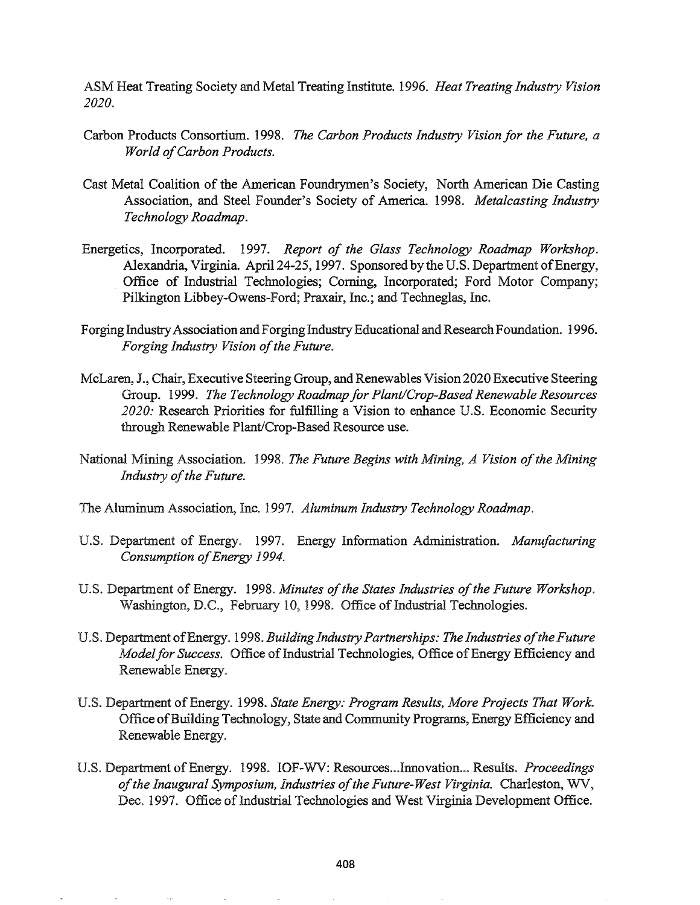ASM Heat Treating Society and Metal Treating Institute. 1996. *Heat Treating Industry Vision 2020.*

Carbon Products Consortium. 1998. *The Carbon Products Industry Vision for the Future, a World of Carbon Products.*

Cast Metal Coalition of the American Foundrymen's Society, North American Die Casting Association, and Steel Founder's Society of America. 1998. *Metalcasting Industry Technology Roadmap.*

Energetics, Incorporated. 1997. *Report of the Glass Technology Roadmap Workshop.* Alexandria, Virginia. April 24-25, 1997. Sponsored by the U.S. Department of Energy, Office of Industrial Technologies; Corning, Incorporated; Ford Motor Company; Pilkington Libbey-Owens-Ford; Praxair, Inc.; and Techneglas, Inc.

Forging Industry Association and Forging Industry Educational and Research Foundation. 1996. *Forging Industry Vision of the Future.*

McLaren, J., Chair, Executive Steering Group, and Renewables Vision 2020 Executive Steering Group. 1999. *The Technology Roadmap for Plant/Crop-Based Renewable Resources 2020:* Research Priorities for fulfilling a Vision to enhance U.S. Economic Security through Renewable Plant/Crop-Based Resource use.

National Mining Association. 1998. *The Future Begins with Mining, A Vision of the Mining Industry of the Future.*

The Aluminum Association, Inc. 1997. *Aluminum Industry Technology Roadmap.*

U.S. Department of Energy. 1997. Energy Information Administration. *Manufacturing Consumption of Energy 1994.*

U.S. Department of Energy. 1998. *Minutes of the States Industries of the Future Workshop.* Washington, D.C., February 10, 1998. Office of Industrial Technologies.

U.S. Department of Energy. 1998. *Building Industry Partnerships: The Industries of the Future Model for Success.* Office of Industrial Technologies, Office of Energy Efficiency and Renewable Energy.

U.S. Department of Energy. 1998. *State Energy: Program Results, More Projects That Work.* Office of Building Technology, State and Community Programs, Energy Efficiency and Renewable Energy.

U.S. Department of Energy. 1998. IOF-WV: Resources...Innovation... Results. *Proceedings of the Inaugural Symposium, Industries of the Future-West Virginia.* Charleston, WV, Dec. 1997. Office of Industrial Technologies and West Virginia Development Office.